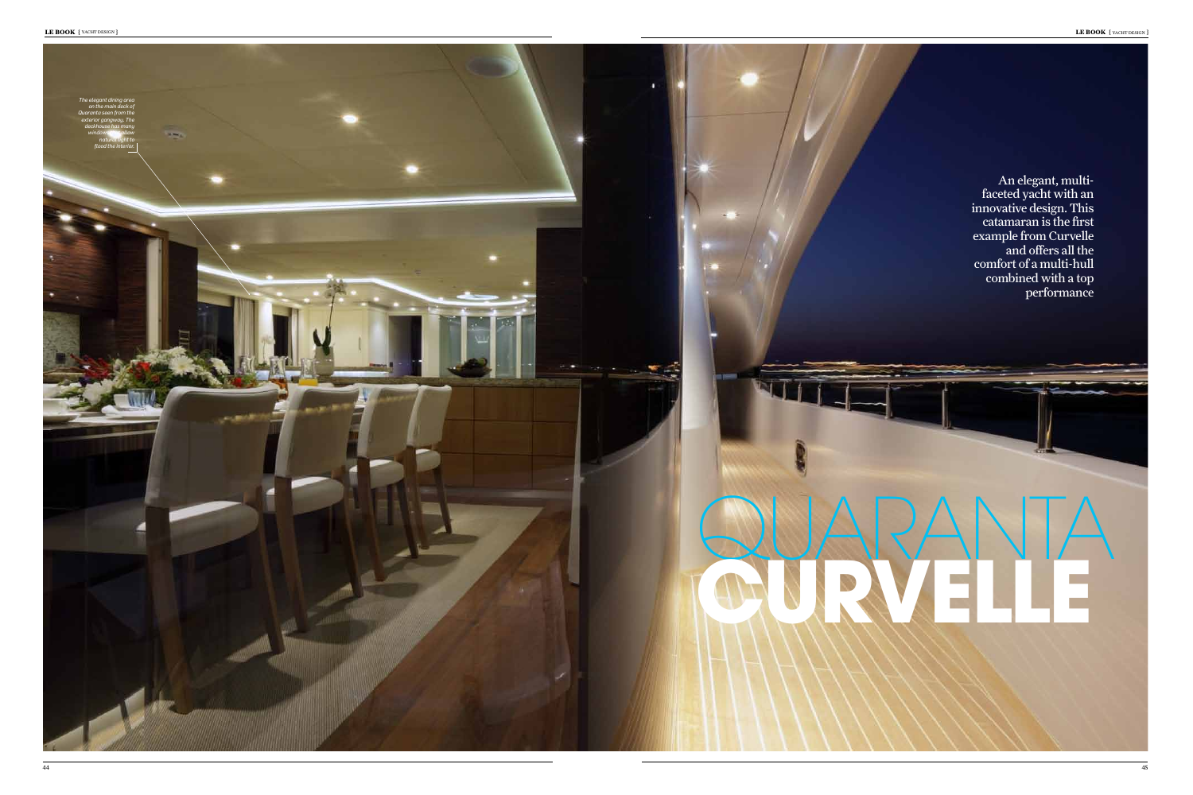# QUARANTA CURVELLE

An elegant, multi-faceted yacht with an innovative design. This catamaran is the first example from Curvelle and offers all the comfort of a multi-hull combined with a top performance

*The elegant dining area on the main deck of Quaranta seen from the exterior gangway. The deckhouse has many windows to allow natural light to flood the interior*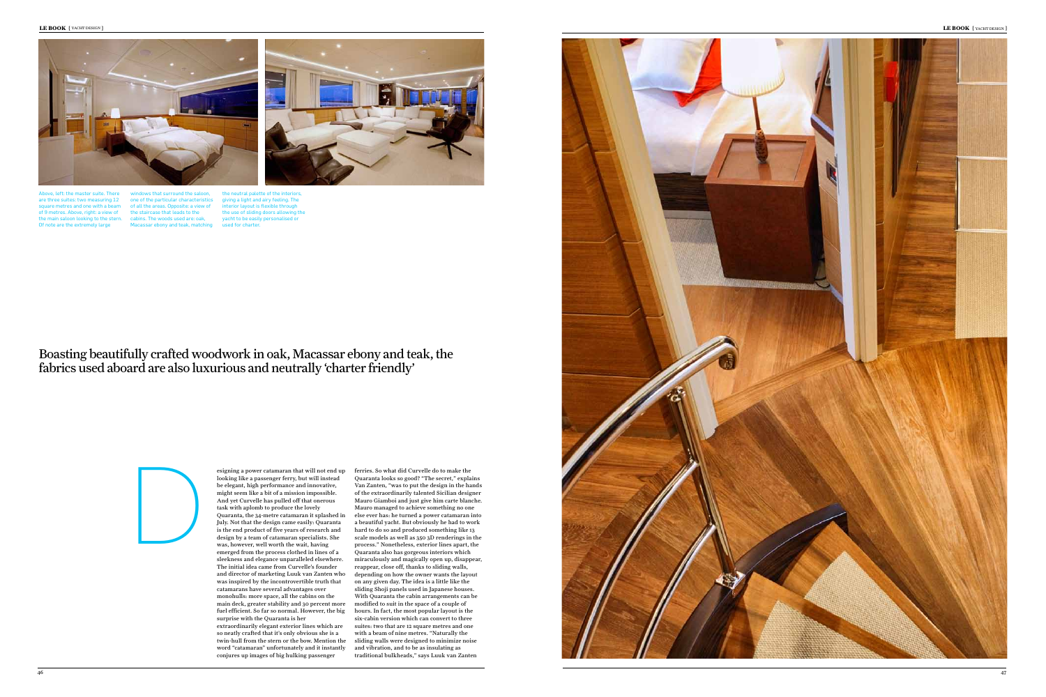Above, left: the master suite. There are three suites: two measuring 12 square metres and one with a beam of 9 metres. Above, right: a view of the main saloon looking to the stern. Of note are the extremely large windows that surround the saloon, one of the particular characteristics of all the areas. Opposite: a view of the staircase that leads to the cabins. The woods used are: oak, Macassar ebony and teak, matching the neutral palette of the interiors, giving a light and airy feeling. The interior layout is flexible through the use of sliding doors allowing the yacht to be easily personalised or used for charter.

## Boasting beautifully crafted woodwork in oak, Macassar ebony and teak, the fabrics used aboard are also luxurious and neutrally 'charter friendly'

Designing a power catamaran that will not end up looking like a passenger ferry, but will instead be elegant, high performance and innovative, might seem like a bit of a mission impossible. And yet Curvelle has pulled off that onerous task with aplomb to produce the lovely Quaranta, the 34-metre catamaran it splashed in July. Not that the design came easily: Quaranta is the end product of five years of research and design by a team of catamaran specialists. She was, however, well worth the wait, having emerged from the process clothed in lines of a sleekness and elegance unparalleled elsewhere. The initial idea came from Curvelle's founder and director of marketing Luuk van Zanten who was inspired by the incontrovertible truth that catamarans have several advantages over monohulls: more space, all the cabins on the main deck, greater stability and 30 percent more fuel efficient. So far so normal. However, the big surprise with the Quaranta is her extraordinarily elegant exterior lines which are so neatly crafted that it's only obvious she is a twin-hull from the stern or the bow. Mention the word "catamaran" unfortunately and it instantly conjures up images of big hulking passenger ferries. So what did Curvelle do to make the Quaranta looks so good? "The secret," explains Van Zanten, "was to put the design in the hands of the extraordinarily talented Sicilian designer Mauro Giamboi and just give him carte blanche. Mauro managed to achieve something no one else ever has: he turned a power catamaran into a beautiful yacht. But obviously he had to work hard to do so and produced something like 13 scale models as well as 350 3D renderings in the process." Nonetheless, exterior lines apart, the Quaranta also has gorgeous interiors which miraculously and magically open up, disappear, reappear, close off, thanks to sliding walls, depending on how the owner wants the layout on any given day. The idea is a little like the sliding Shoji panels used in Japanese houses. With Quaranta the cabin arrangements can be modified to suit in the space of a couple of hours. In fact, the most popular layout is the six-cabin version which can convert to three suites: two that are 12 square metres and one with a beam of nine metres. "Naturally the sliding walls were designed to minimize noise and vibration, and to be as insulating as traditional bulkheads," says Luuk van Zanten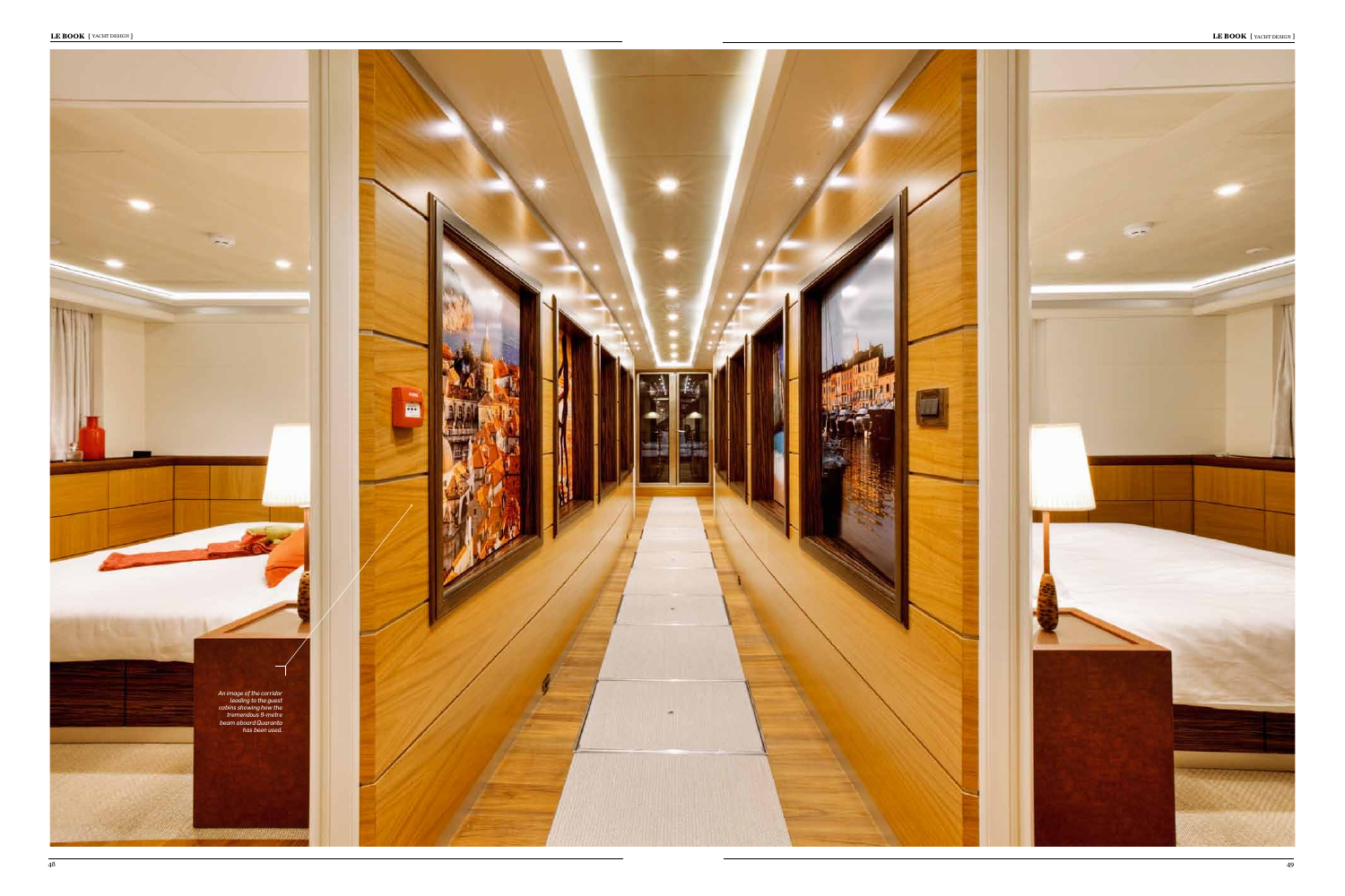*An image of the corridor leading to the guest cabins showing how the tremendous 9-metre beam aboard Quaranta has been used.*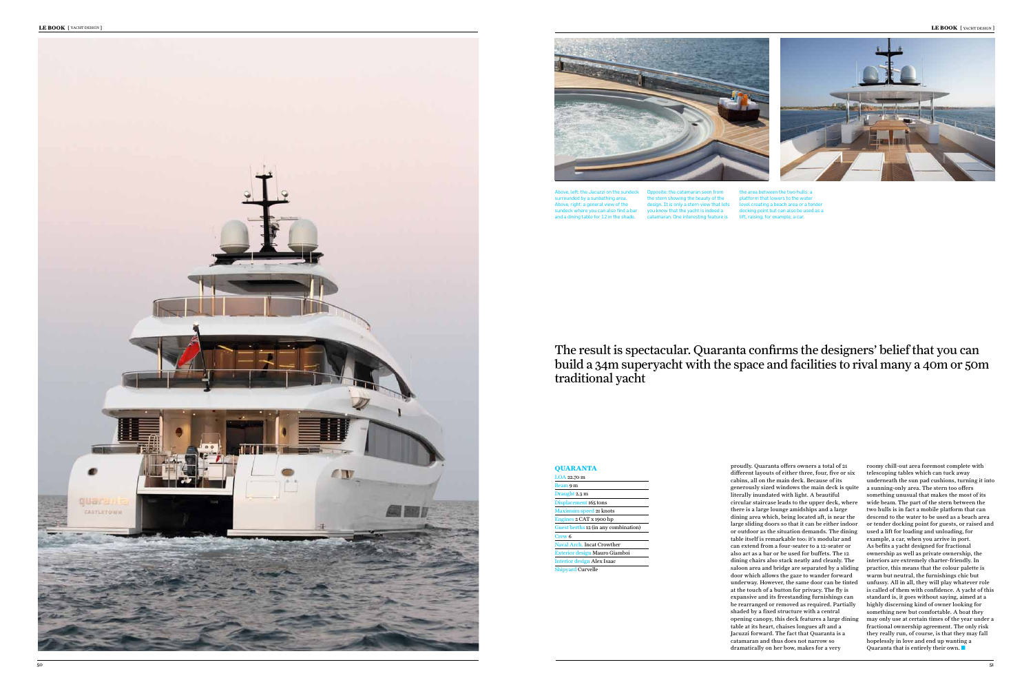Above, left: the Jacuzzi on the sundeck surrounded by a sunbathing area. Above, right: a general view of the sundeck where you can also find a bar and a dining table for 12 in the shade.

Opposite: the catamaran seen from the stern showing the beauty of the design. It is only a stern view that lets you know that the yacht is indeed a catamaran. One interesting feature is the area between the two hulls: a platform that lowers to the water level creating a beach area or a tender docking point but can also be used as a lift, raising, for example, a car.

## The result is spectacular. Quaranta confirms the designers' belief that you can build a 34m superyacht with the space and facilities to rival many a 40m or 50m traditional yacht

### QUARANTA

| | |
|---|---|
| LOA | 22.70 m |
| Beam | 9 m |
| Draught | 2.3 m |
| Displacement | 165 tons |
| Maximum speed | 21 knots |
| Engines | 2 CAT x 1900 hp |
| Guest berths | 12 (in any combination) |
| Crew | 6 |
| Naval Arch. | Incat Crowther |
| Exterior design | Mauro Giamboi |
| Interior design | Alex Isaac |
| Shipyard | Curvelle |

proudly. Quaranta offers owners a total of 21 different layouts of either three, four, five or six cabins, all on the main deck. Because of its generously sized windows the main deck is quite literally inundated with light. A beautiful circular staircase leads to the upper deck, where there is a large lounge amidships and a large dining area which, being located aft, is near the large sliding doors so that it can be either indoor or outdoor as the situation demands. The dining table itself is remarkable too: it's modular and can extend from a four-seater to a 12-seater or also act as a bar or be used for buffets. The 12 dining chairs also stack neatly and cleanly. The saloon area and bridge are separated by a sliding door which allows the gaze to wander forward underway. However, the same door can be tinted at the touch of a button for privacy. The fly is expansive and its freestanding furnishings can be rearranged or removed as required. Partially shaded by a fixed structure with a central opening canopy, this deck features a large dining table at its heart, chaises longues aft and a Jacuzzi forward. The fact that Quaranta is a catamaran and thus does not narrow so dramatically on her bow, makes for a very roomy chill-out area foremost complete with telescoping tables which can tuck away underneath the sun pad cushions, turning it into a sunning-only area. The stern too offers something unusual that makes the most of its wide beam. The part of the stern between the two hulls is in fact a mobile platform that can descend to the water to be used as a beach area or tender docking point for guests, or raised and used a lift for loading and unloading, for example, a car, when you arrive in port. As befits a yacht designed for fractional ownership as well as private ownership, the interiors are extremely charter-friendly. In practice, this means that the colour palette is warm but neutral, the furnishings chic but unfussy. All in all, they will play whatever role is called of them with confidence. A yacht of this standard is, it goes without saying, aimed at a highly discerning kind of owner looking for something new but comfortable. A boat they may only use at certain times of the year under a fractional ownership agreement. The only risk they really run, of course, is that they may fall hopelessly in love and end up wanting a Quaranta that is entirely their own. ■